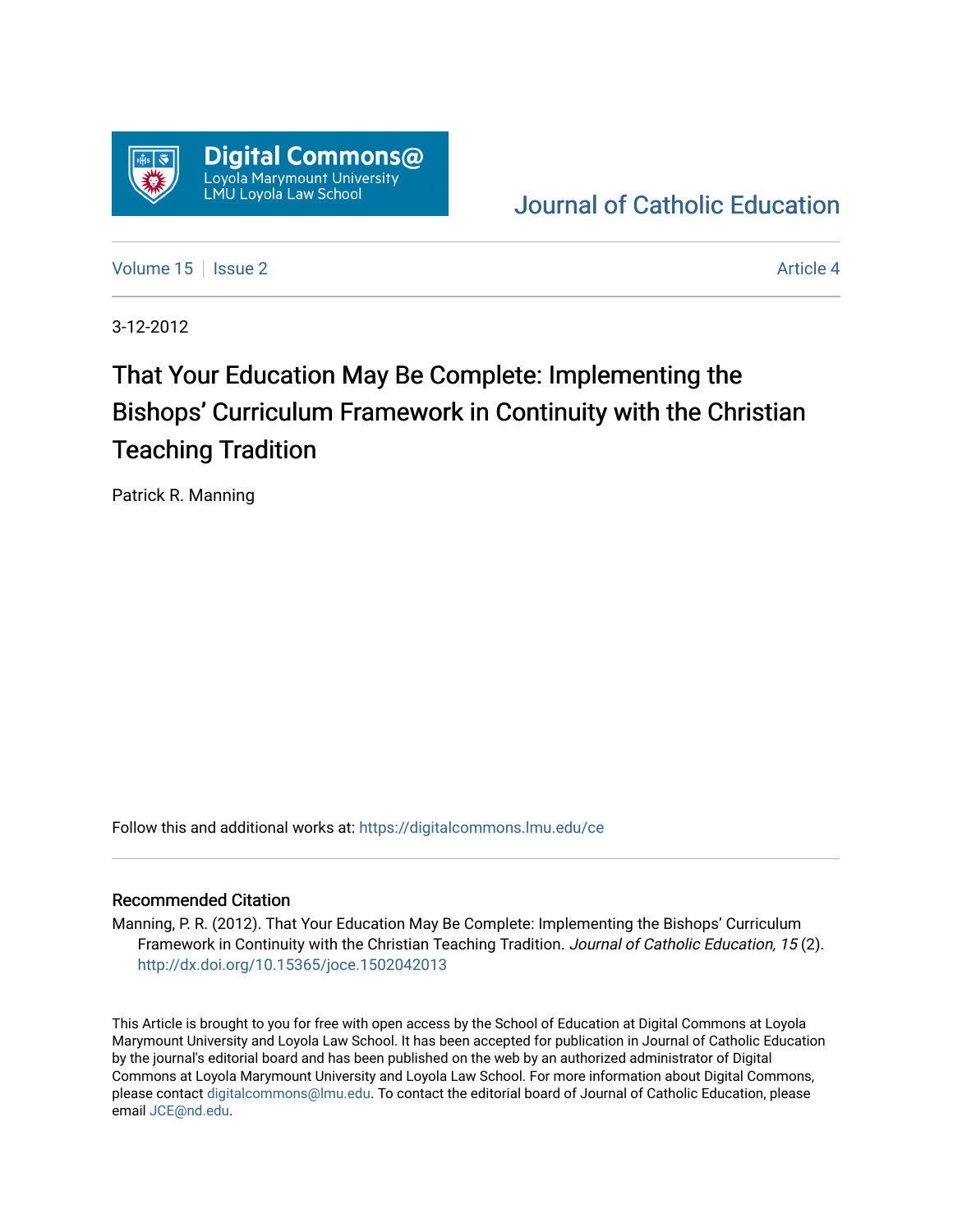Digital Commons@
Loyola Marymount University
LMU Loyola Law School

Journal of Catholic Education

Volume 15 | Issue 2 — Article 4

3-12-2012

# That Your Education May Be Complete: Implementing the Bishops' Curriculum Framework in Continuity with the Christian Teaching Tradition

Patrick R. Manning

Follow this and additional works at: https://digitalcommons.lmu.edu/ce

## Recommended Citation

Manning, P. R. (2012). That Your Education May Be Complete: Implementing the Bishops' Curriculum Framework in Continuity with the Christian Teaching Tradition. *Journal of Catholic Education, 15* (2). http://dx.doi.org/10.15365/joce.1502042013

This Article is brought to you for free with open access by the School of Education at Digital Commons at Loyola Marymount University and Loyola Law School. It has been accepted for publication in Journal of Catholic Education by the journal's editorial board and has been published on the web by an authorized administrator of Digital Commons at Loyola Marymount University and Loyola Law School. For more information about Digital Commons, please contact digitalcommons@lmu.edu. To contact the editorial board of Journal of Catholic Education, please email JCE@nd.edu.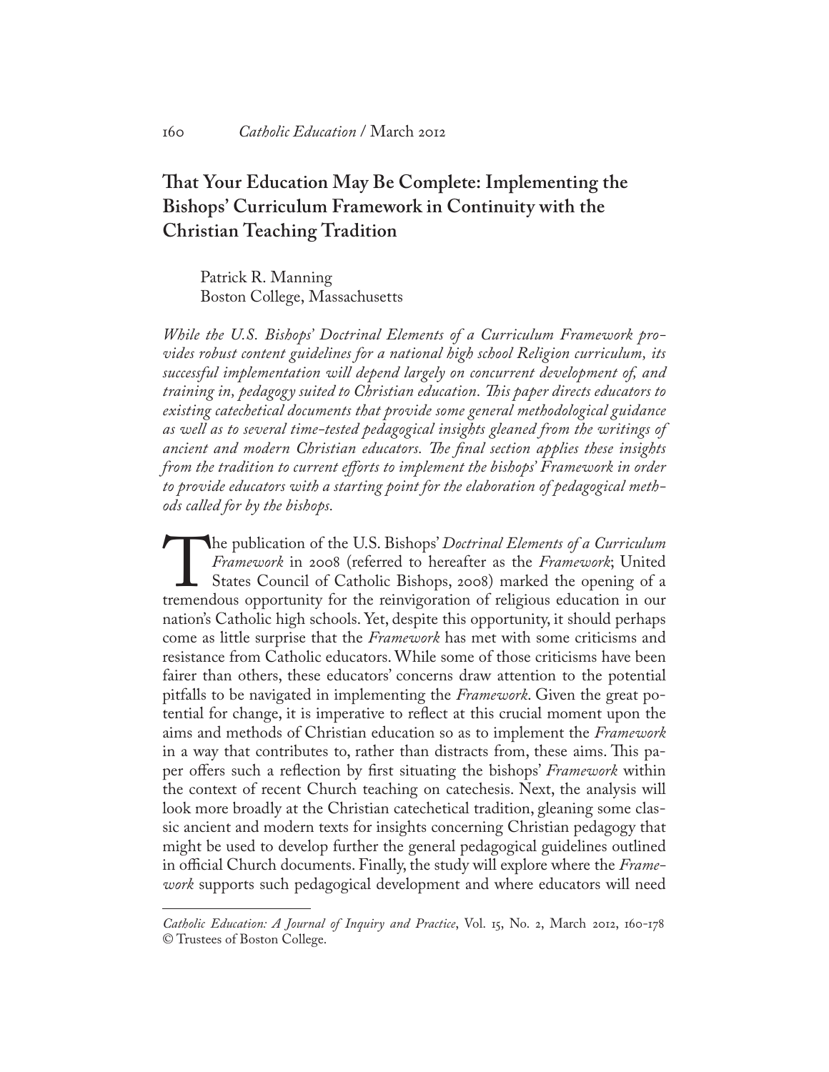# That Your Education May Be Complete: Implementing the Bishops' Curriculum Framework in Continuity with the Christian Teaching Tradition

Patrick R. Manning
Boston College, Massachusetts

*While the U.S. Bishops' Doctrinal Elements of a Curriculum Framework provides robust content guidelines for a national high school Religion curriculum, its successful implementation will depend largely on concurrent development of, and training in, pedagogy suited to Christian education. This paper directs educators to existing catechetical documents that provide some general methodological guidance as well as to several time-tested pedagogical insights gleaned from the writings of ancient and modern Christian educators. The final section applies these insights from the tradition to current efforts to implement the bishops' Framework in order to provide educators with a starting point for the elaboration of pedagogical methods called for by the bishops.*

The publication of the U.S. Bishops' *Doctrinal Elements of a Curriculum Framework* in 2008 (referred to hereafter as the *Framework*; United States Council of Catholic Bishops, 2008) marked the opening of a tremendous opportunity for the reinvigoration of religious education in our nation's Catholic high schools. Yet, despite this opportunity, it should perhaps come as little surprise that the *Framework* has met with some criticisms and resistance from Catholic educators. While some of those criticisms have been fairer than others, these educators' concerns draw attention to the potential pitfalls to be navigated in implementing the *Framework*. Given the great potential for change, it is imperative to reflect at this crucial moment upon the aims and methods of Christian education so as to implement the *Framework* in a way that contributes to, rather than distracts from, these aims. This paper offers such a reflection by first situating the bishops' *Framework* within the context of recent Church teaching on catechesis. Next, the analysis will look more broadly at the Christian catechetical tradition, gleaning some classic ancient and modern texts for insights concerning Christian pedagogy that might be used to develop further the general pedagogical guidelines outlined in official Church documents. Finally, the study will explore where the *Framework* supports such pedagogical development and where educators will need

*Catholic Education: A Journal of Inquiry and Practice*, Vol. 15, No. 2, March 2012, 160-178
© Trustees of Boston College.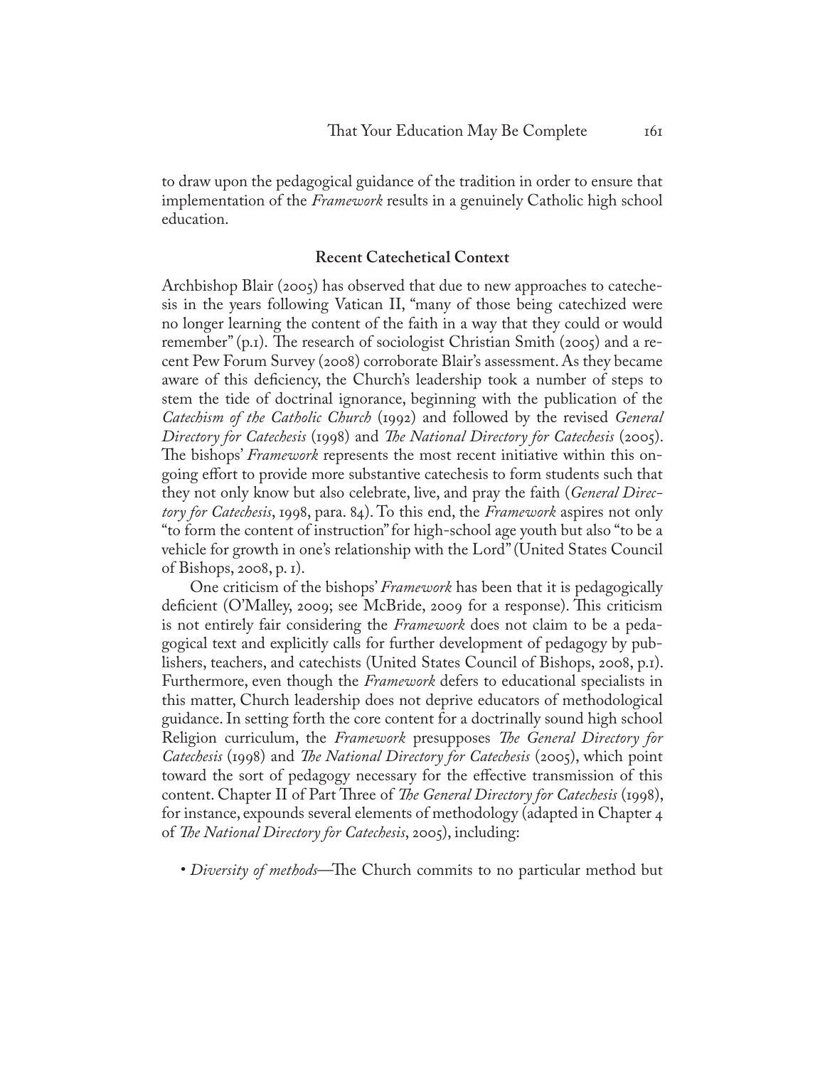to draw upon the pedagogical guidance of the tradition in order to ensure that implementation of the *Framework* results in a genuinely Catholic high school education.

## Recent Catechetical Context

Archbishop Blair (2005) has observed that due to new approaches to catechesis in the years following Vatican II, "many of those being catechized were no longer learning the content of the faith in a way that they could or would remember" (p.1). The research of sociologist Christian Smith (2005) and a recent Pew Forum Survey (2008) corroborate Blair's assessment. As they became aware of this deficiency, the Church's leadership took a number of steps to stem the tide of doctrinal ignorance, beginning with the publication of the *Catechism of the Catholic Church* (1992) and followed by the revised *General Directory for Catechesis* (1998) and *The National Directory for Catechesis* (2005). The bishops' *Framework* represents the most recent initiative within this ongoing effort to provide more substantive catechesis to form students such that they not only know but also celebrate, live, and pray the faith (*General Directory for Catechesis*, 1998, para. 84). To this end, the *Framework* aspires not only "to form the content of instruction" for high-school age youth but also "to be a vehicle for growth in one's relationship with the Lord" (United States Council of Bishops, 2008, p. 1).

One criticism of the bishops' *Framework* has been that it is pedagogically deficient (O'Malley, 2009; see McBride, 2009 for a response). This criticism is not entirely fair considering the *Framework* does not claim to be a pedagogical text and explicitly calls for further development of pedagogy by publishers, teachers, and catechists (United States Council of Bishops, 2008, p.1). Furthermore, even though the *Framework* defers to educational specialists in this matter, Church leadership does not deprive educators of methodological guidance. In setting forth the core content for a doctrinally sound high school Religion curriculum, the *Framework* presupposes *The General Directory for Catechesis* (1998) and *The National Directory for Catechesis* (2005), which point toward the sort of pedagogy necessary for the effective transmission of this content. Chapter II of Part Three of *The General Directory for Catechesis* (1998), for instance, expounds several elements of methodology (adapted in Chapter 4 of *The National Directory for Catechesis*, 2005), including:

- *Diversity of methods*—The Church commits to no particular method but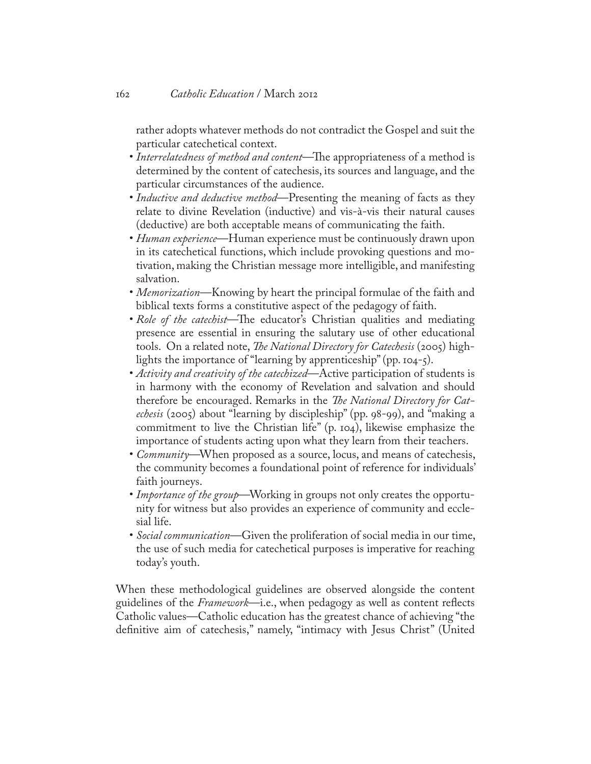rather adopts whatever methods do not contradict the Gospel and suit the particular catechetical context.

- *Interrelatedness of method and content*—The appropriateness of a method is determined by the content of catechesis, its sources and language, and the particular circumstances of the audience.
- *Inductive and deductive method*—Presenting the meaning of facts as they relate to divine Revelation (inductive) and vis-à-vis their natural causes (deductive) are both acceptable means of communicating the faith.
- *Human experience*—Human experience must be continuously drawn upon in its catechetical functions, which include provoking questions and motivation, making the Christian message more intelligible, and manifesting salvation.
- *Memorization*—Knowing by heart the principal formulae of the faith and biblical texts forms a constitutive aspect of the pedagogy of faith.
- *Role of the catechist*—The educator's Christian qualities and mediating presence are essential in ensuring the salutary use of other educational tools. On a related note, *The National Directory for Catechesis* (2005) highlights the importance of "learning by apprenticeship" (pp. 104-5).
- *Activity and creativity of the catechized*—Active participation of students is in harmony with the economy of Revelation and salvation and should therefore be encouraged. Remarks in the *The National Directory for Catechesis* (2005) about "learning by discipleship" (pp. 98-99), and "making a commitment to live the Christian life" (p. 104), likewise emphasize the importance of students acting upon what they learn from their teachers.
- *Community*—When proposed as a source, locus, and means of catechesis, the community becomes a foundational point of reference for individuals' faith journeys.
- *Importance of the group*—Working in groups not only creates the opportunity for witness but also provides an experience of community and ecclesial life.
- *Social communication*—Given the proliferation of social media in our time, the use of such media for catechetical purposes is imperative for reaching today's youth.

When these methodological guidelines are observed alongside the content guidelines of the *Framework*—i.e., when pedagogy as well as content reflects Catholic values—Catholic education has the greatest chance of achieving "the definitive aim of catechesis," namely, "intimacy with Jesus Christ" (United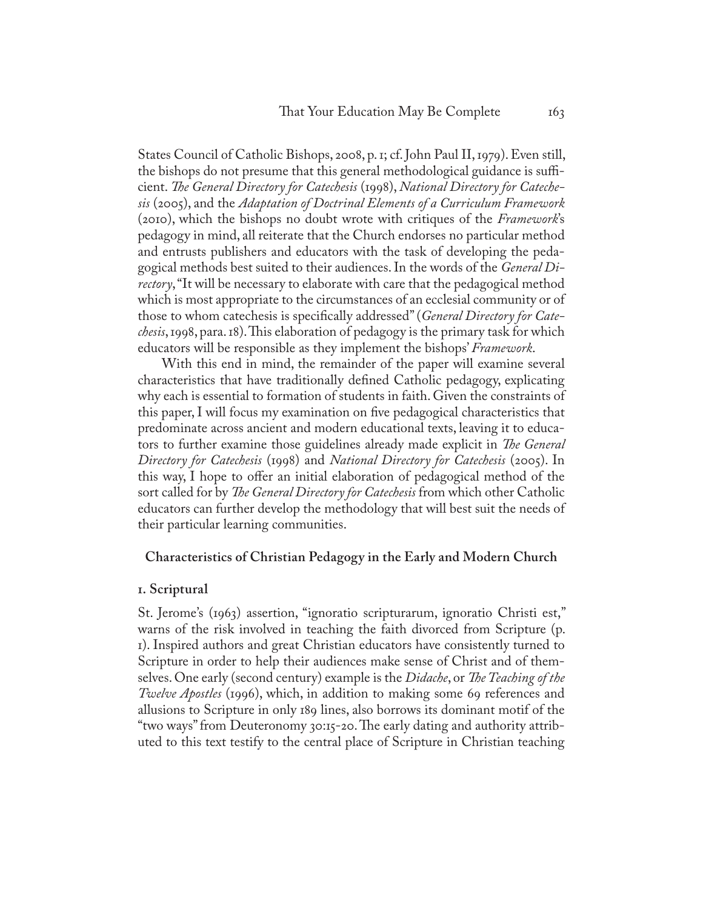States Council of Catholic Bishops, 2008, p. 1; cf. John Paul II, 1979). Even still, the bishops do not presume that this general methodological guidance is sufficient. *The General Directory for Catechesis* (1998), *National Directory for Catechesis* (2005), and the *Adaptation of Doctrinal Elements of a Curriculum Framework* (2010), which the bishops no doubt wrote with critiques of the *Framework*'s pedagogy in mind, all reiterate that the Church endorses no particular method and entrusts publishers and educators with the task of developing the pedagogical methods best suited to their audiences. In the words of the *General Directory*, "It will be necessary to elaborate with care that the pedagogical method which is most appropriate to the circumstances of an ecclesial community or of those to whom catechesis is specifically addressed" (*General Directory for Catechesis*, 1998, para. 18). This elaboration of pedagogy is the primary task for which educators will be responsible as they implement the bishops' *Framework*.

With this end in mind, the remainder of the paper will examine several characteristics that have traditionally defined Catholic pedagogy, explicating why each is essential to formation of students in faith. Given the constraints of this paper, I will focus my examination on five pedagogical characteristics that predominate across ancient and modern educational texts, leaving it to educators to further examine those guidelines already made explicit in *The General Directory for Catechesis* (1998) and *National Directory for Catechesis* (2005). In this way, I hope to offer an initial elaboration of pedagogical method of the sort called for by *The General Directory for Catechesis* from which other Catholic educators can further develop the methodology that will best suit the needs of their particular learning communities.

## Characteristics of Christian Pedagogy in the Early and Modern Church

### 1. Scriptural

St. Jerome's (1963) assertion, "ignoratio scripturarum, ignoratio Christi est," warns of the risk involved in teaching the faith divorced from Scripture (p. 1). Inspired authors and great Christian educators have consistently turned to Scripture in order to help their audiences make sense of Christ and of themselves. One early (second century) example is the *Didache*, or *The Teaching of the Twelve Apostles* (1996), which, in addition to making some 69 references and allusions to Scripture in only 189 lines, also borrows its dominant motif of the "two ways" from Deuteronomy 30:15-20. The early dating and authority attributed to this text testify to the central place of Scripture in Christian teaching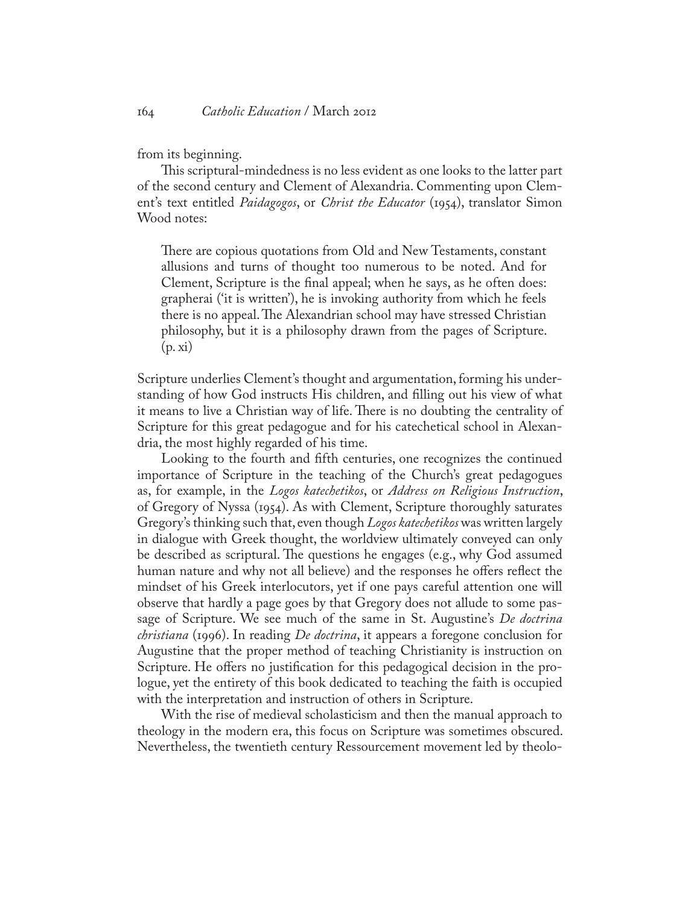from its beginning.

This scriptural-mindedness is no less evident as one looks to the latter part of the second century and Clement of Alexandria. Commenting upon Clement's text entitled *Paidagogos*, or *Christ the Educator* (1954), translator Simon Wood notes:

> There are copious quotations from Old and New Testaments, constant allusions and turns of thought too numerous to be noted. And for Clement, Scripture is the final appeal; when he says, as he often does: grapherai ('it is written'), he is invoking authority from which he feels there is no appeal. The Alexandrian school may have stressed Christian philosophy, but it is a philosophy drawn from the pages of Scripture. (p. xi)

Scripture underlies Clement's thought and argumentation, forming his understanding of how God instructs His children, and filling out his view of what it means to live a Christian way of life. There is no doubting the centrality of Scripture for this great pedagogue and for his catechetical school in Alexandria, the most highly regarded of his time.

Looking to the fourth and fifth centuries, one recognizes the continued importance of Scripture in the teaching of the Church's great pedagogues as, for example, in the *Logos katechetikos*, or *Address on Religious Instruction*, of Gregory of Nyssa (1954). As with Clement, Scripture thoroughly saturates Gregory's thinking such that, even though *Logos katechetikos* was written largely in dialogue with Greek thought, the worldview ultimately conveyed can only be described as scriptural. The questions he engages (e.g., why God assumed human nature and why not all believe) and the responses he offers reflect the mindset of his Greek interlocutors, yet if one pays careful attention one will observe that hardly a page goes by that Gregory does not allude to some passage of Scripture. We see much of the same in St. Augustine's *De doctrina christiana* (1996). In reading *De doctrina*, it appears a foregone conclusion for Augustine that the proper method of teaching Christianity is instruction on Scripture. He offers no justification for this pedagogical decision in the prologue, yet the entirety of this book dedicated to teaching the faith is occupied with the interpretation and instruction of others in Scripture.

With the rise of medieval scholasticism and then the manual approach to theology in the modern era, this focus on Scripture was sometimes obscured. Nevertheless, the twentieth century Ressourcement movement led by theolo-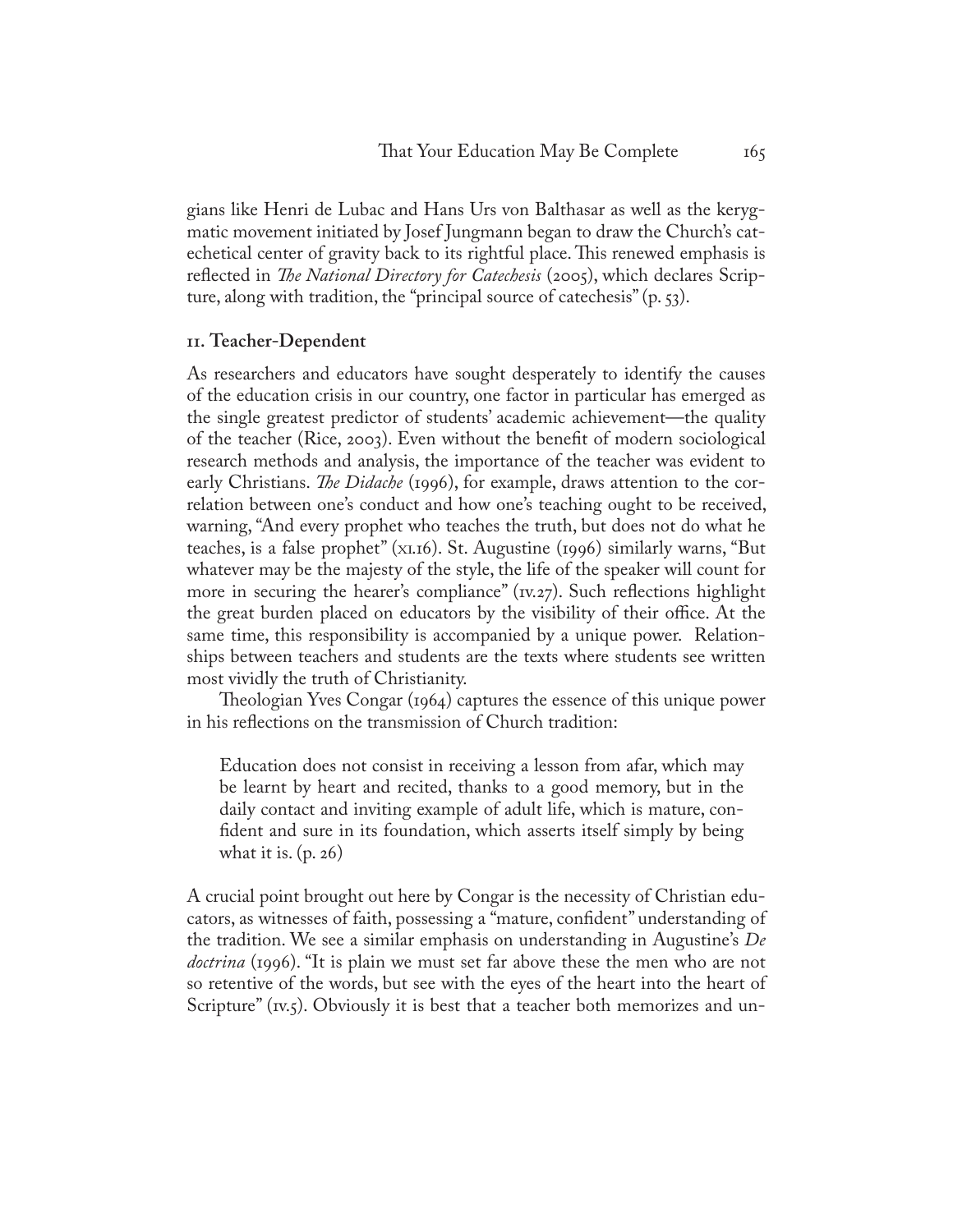gians like Henri de Lubac and Hans Urs von Balthasar as well as the kerygmatic movement initiated by Josef Jungmann began to draw the Church's catechetical center of gravity back to its rightful place. This renewed emphasis is reflected in *The National Directory for Catechesis* (2005), which declares Scripture, along with tradition, the "principal source of catechesis" (p. 53).

### 11. Teacher-Dependent

As researchers and educators have sought desperately to identify the causes of the education crisis in our country, one factor in particular has emerged as the single greatest predictor of students' academic achievement—the quality of the teacher (Rice, 2003). Even without the benefit of modern sociological research methods and analysis, the importance of the teacher was evident to early Christians. *The Didache* (1996), for example, draws attention to the correlation between one's conduct and how one's teaching ought to be received, warning, "And every prophet who teaches the truth, but does not do what he teaches, is a false prophet" (XI.16). St. Augustine (1996) similarly warns, "But whatever may be the majesty of the style, the life of the speaker will count for more in securing the hearer's compliance" (IV.27). Such reflections highlight the great burden placed on educators by the visibility of their office. At the same time, this responsibility is accompanied by a unique power. Relationships between teachers and students are the texts where students see written most vividly the truth of Christianity.

Theologian Yves Congar (1964) captures the essence of this unique power in his reflections on the transmission of Church tradition:

> Education does not consist in receiving a lesson from afar, which may be learnt by heart and recited, thanks to a good memory, but in the daily contact and inviting example of adult life, which is mature, confident and sure in its foundation, which asserts itself simply by being what it is. (p. 26)

A crucial point brought out here by Congar is the necessity of Christian educators, as witnesses of faith, possessing a "mature, confident" understanding of the tradition. We see a similar emphasis on understanding in Augustine's *De doctrina* (1996). "It is plain we must set far above these the men who are not so retentive of the words, but see with the eyes of the heart into the heart of Scripture" (IV.5). Obviously it is best that a teacher both memorizes and un-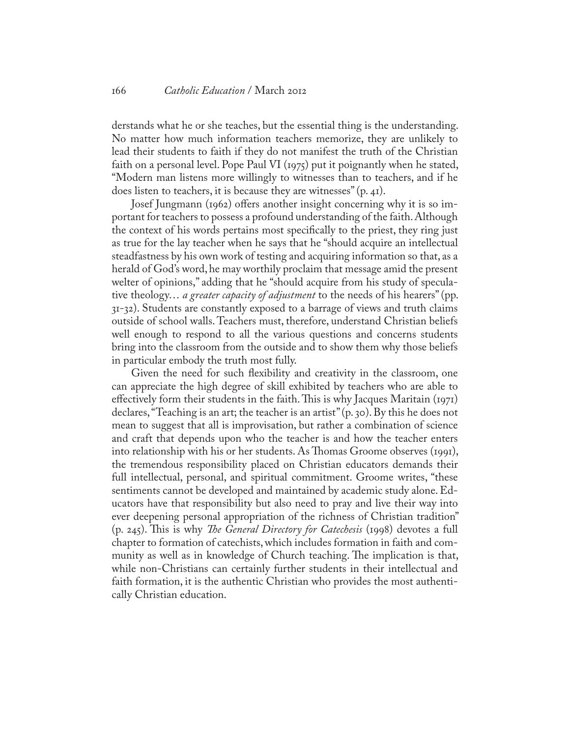derstands what he or she teaches, but the essential thing is the understanding. No matter how much information teachers memorize, they are unlikely to lead their students to faith if they do not manifest the truth of the Christian faith on a personal level. Pope Paul VI (1975) put it poignantly when he stated, "Modern man listens more willingly to witnesses than to teachers, and if he does listen to teachers, it is because they are witnesses" (p. 41).

Josef Jungmann (1962) offers another insight concerning why it is so important for teachers to possess a profound understanding of the faith. Although the context of his words pertains most specifically to the priest, they ring just as true for the lay teacher when he says that he "should acquire an intellectual steadfastness by his own work of testing and acquiring information so that, as a herald of God's word, he may worthily proclaim that message amid the present welter of opinions," adding that he "should acquire from his study of speculative theology… *a greater capacity of adjustment* to the needs of his hearers" (pp. 31-32). Students are constantly exposed to a barrage of views and truth claims outside of school walls. Teachers must, therefore, understand Christian beliefs well enough to respond to all the various questions and concerns students bring into the classroom from the outside and to show them why those beliefs in particular embody the truth most fully.

Given the need for such flexibility and creativity in the classroom, one can appreciate the high degree of skill exhibited by teachers who are able to effectively form their students in the faith. This is why Jacques Maritain (1971) declares, "Teaching is an art; the teacher is an artist" (p. 30). By this he does not mean to suggest that all is improvisation, but rather a combination of science and craft that depends upon who the teacher is and how the teacher enters into relationship with his or her students. As Thomas Groome observes (1991), the tremendous responsibility placed on Christian educators demands their full intellectual, personal, and spiritual commitment. Groome writes, "these sentiments cannot be developed and maintained by academic study alone. Educators have that responsibility but also need to pray and live their way into ever deepening personal appropriation of the richness of Christian tradition" (p. 245). This is why *The General Directory for Catechesis* (1998) devotes a full chapter to formation of catechists, which includes formation in faith and community as well as in knowledge of Church teaching. The implication is that, while non-Christians can certainly further students in their intellectual and faith formation, it is the authentic Christian who provides the most authentically Christian education.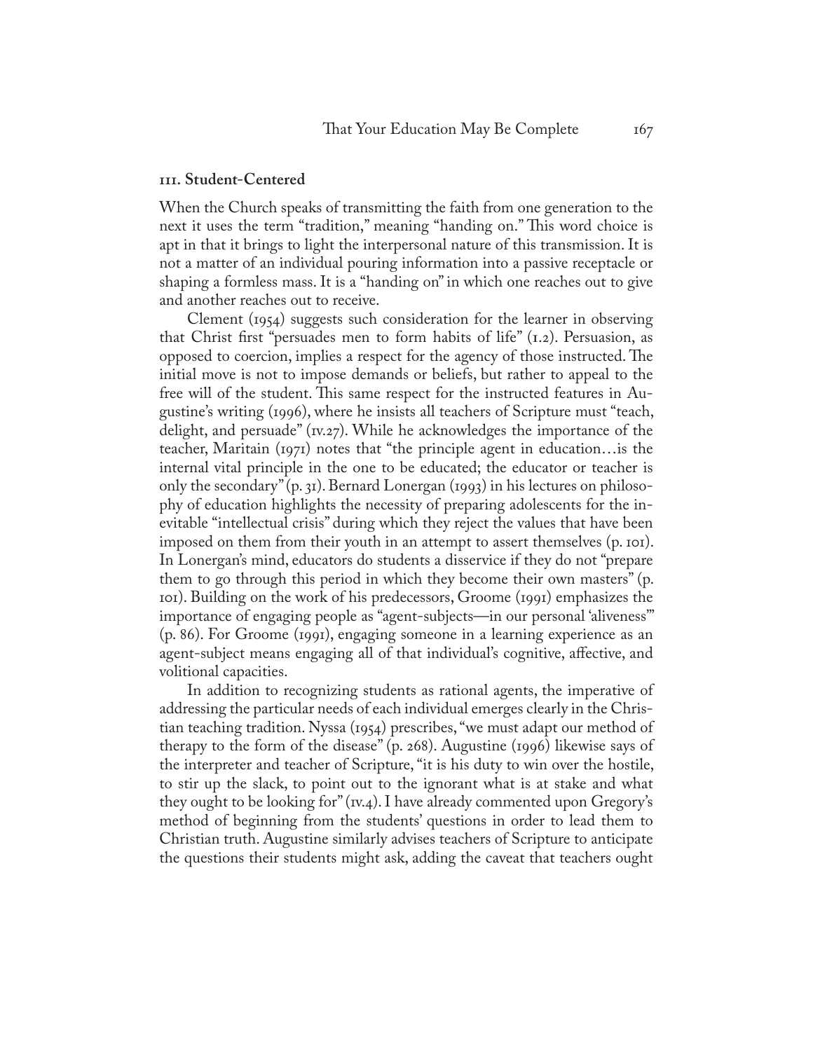### III. Student-Centered

When the Church speaks of transmitting the faith from one generation to the next it uses the term "tradition," meaning "handing on." This word choice is apt in that it brings to light the interpersonal nature of this transmission. It is not a matter of an individual pouring information into a passive receptacle or shaping a formless mass. It is a "handing on" in which one reaches out to give and another reaches out to receive.

Clement (1954) suggests such consideration for the learner in observing that Christ first "persuades men to form habits of life" (I.2). Persuasion, as opposed to coercion, implies a respect for the agency of those instructed. The initial move is not to impose demands or beliefs, but rather to appeal to the free will of the student. This same respect for the instructed features in Augustine's writing (1996), where he insists all teachers of Scripture must "teach, delight, and persuade" (IV.27). While he acknowledges the importance of the teacher, Maritain (1971) notes that "the principle agent in education…is the internal vital principle in the one to be educated; the educator or teacher is only the secondary" (p. 31). Bernard Lonergan (1993) in his lectures on philosophy of education highlights the necessity of preparing adolescents for the inevitable "intellectual crisis" during which they reject the values that have been imposed on them from their youth in an attempt to assert themselves (p. 101). In Lonergan's mind, educators do students a disservice if they do not "prepare them to go through this period in which they become their own masters" (p. 101). Building on the work of his predecessors, Groome (1991) emphasizes the importance of engaging people as "agent-subjects—in our personal 'aliveness'" (p. 86). For Groome (1991), engaging someone in a learning experience as an agent-subject means engaging all of that individual's cognitive, affective, and volitional capacities.

In addition to recognizing students as rational agents, the imperative of addressing the particular needs of each individual emerges clearly in the Christian teaching tradition. Nyssa (1954) prescribes, "we must adapt our method of therapy to the form of the disease" (p. 268). Augustine (1996) likewise says of the interpreter and teacher of Scripture, "it is his duty to win over the hostile, to stir up the slack, to point out to the ignorant what is at stake and what they ought to be looking for" (IV.4). I have already commented upon Gregory's method of beginning from the students' questions in order to lead them to Christian truth. Augustine similarly advises teachers of Scripture to anticipate the questions their students might ask, adding the caveat that teachers ought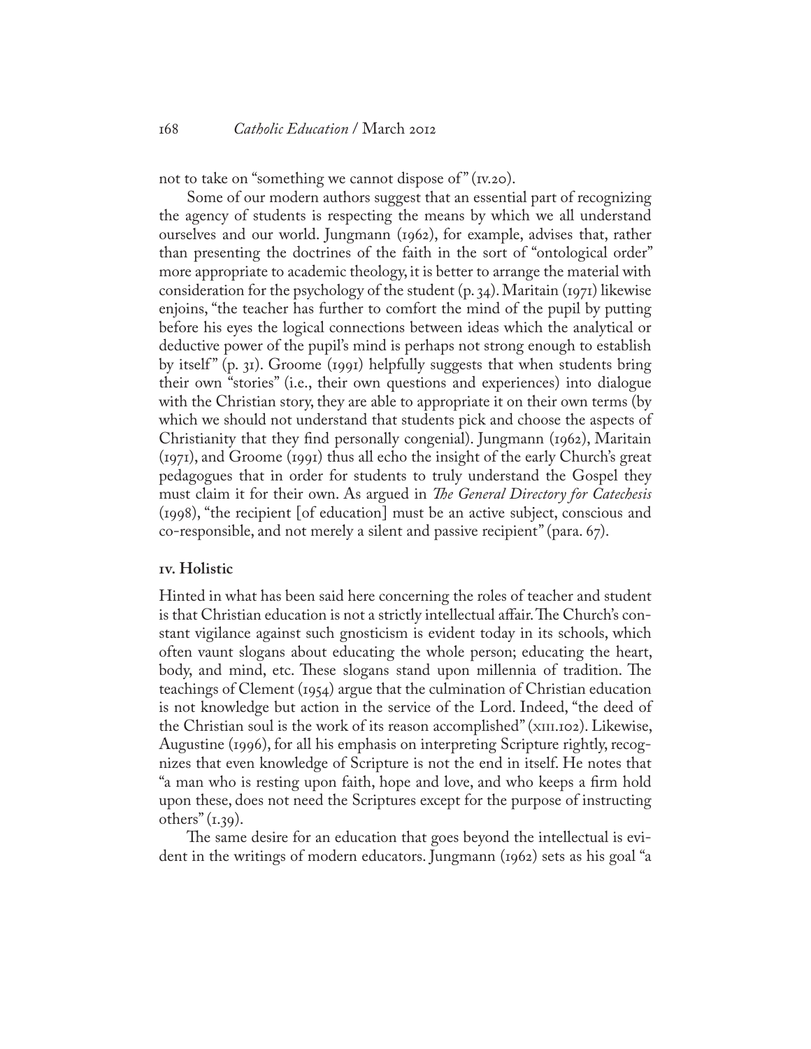not to take on "something we cannot dispose of" (iv.20).

Some of our modern authors suggest that an essential part of recognizing the agency of students is respecting the means by which we all understand ourselves and our world. Jungmann (1962), for example, advises that, rather than presenting the doctrines of the faith in the sort of "ontological order" more appropriate to academic theology, it is better to arrange the material with consideration for the psychology of the student (p. 34). Maritain (1971) likewise enjoins, "the teacher has further to comfort the mind of the pupil by putting before his eyes the logical connections between ideas which the analytical or deductive power of the pupil's mind is perhaps not strong enough to establish by itself" (p. 31). Groome (1991) helpfully suggests that when students bring their own "stories" (i.e., their own questions and experiences) into dialogue with the Christian story, they are able to appropriate it on their own terms (by which we should not understand that students pick and choose the aspects of Christianity that they find personally congenial). Jungmann (1962), Maritain (1971), and Groome (1991) thus all echo the insight of the early Church's great pedagogues that in order for students to truly understand the Gospel they must claim it for their own. As argued in *The General Directory for Catechesis* (1998), "the recipient [of education] must be an active subject, conscious and co-responsible, and not merely a silent and passive recipient" (para. 67).

### iv. Holistic

Hinted in what has been said here concerning the roles of teacher and student is that Christian education is not a strictly intellectual affair. The Church's constant vigilance against such gnosticism is evident today in its schools, which often vaunt slogans about educating the whole person; educating the heart, body, and mind, etc. These slogans stand upon millennia of tradition. The teachings of Clement (1954) argue that the culmination of Christian education is not knowledge but action in the service of the Lord. Indeed, "the deed of the Christian soul is the work of its reason accomplished" (xiii.102). Likewise, Augustine (1996), for all his emphasis on interpreting Scripture rightly, recognizes that even knowledge of Scripture is not the end in itself. He notes that "a man who is resting upon faith, hope and love, and who keeps a firm hold upon these, does not need the Scriptures except for the purpose of instructing others" (i.39).

The same desire for an education that goes beyond the intellectual is evident in the writings of modern educators. Jungmann (1962) sets as his goal "a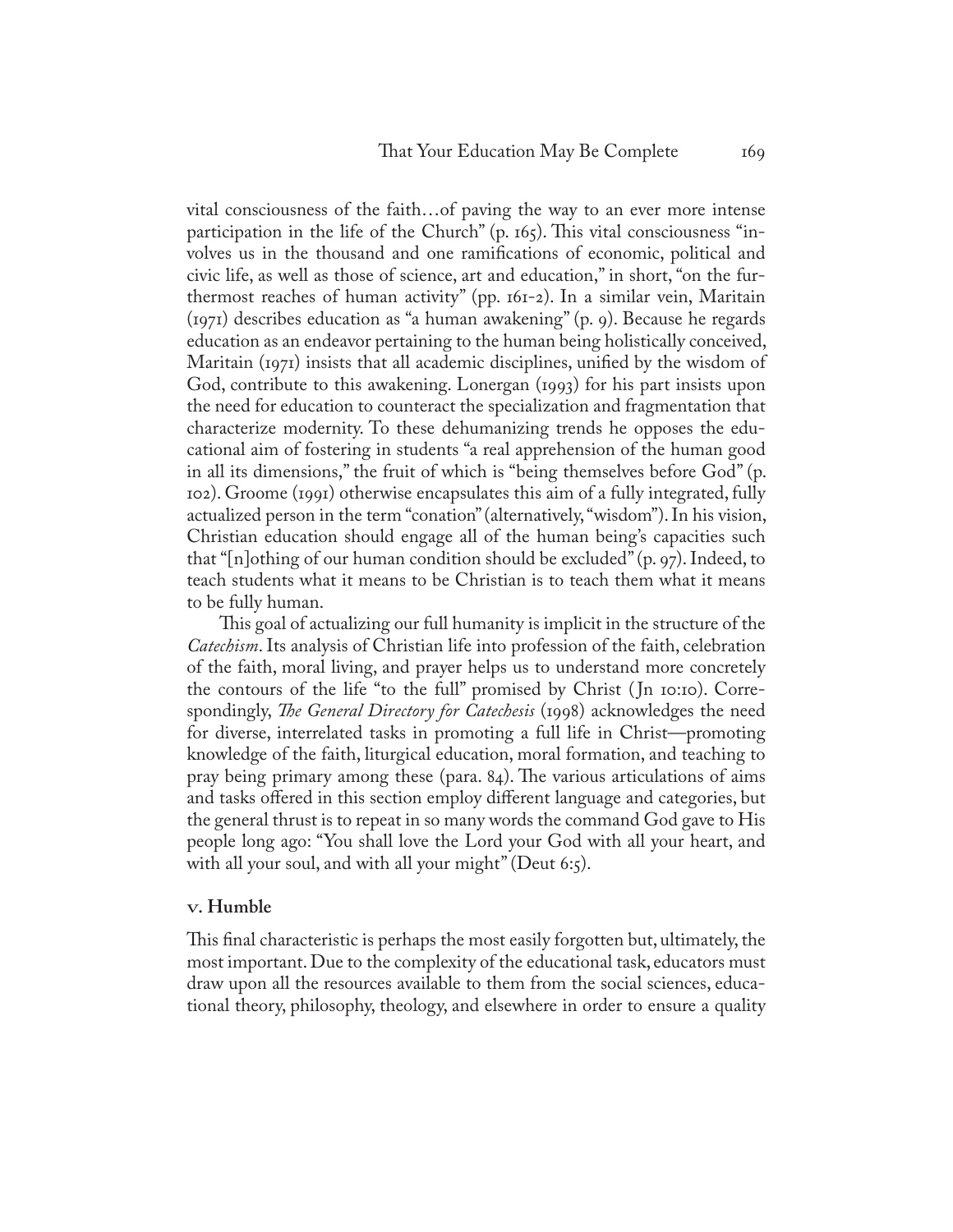vital consciousness of the faith…of paving the way to an ever more intense participation in the life of the Church" (p. 165). This vital consciousness "involves us in the thousand and one ramifications of economic, political and civic life, as well as those of science, art and education," in short, "on the furthermost reaches of human activity" (pp. 161-2). In a similar vein, Maritain (1971) describes education as "a human awakening" (p. 9). Because he regards education as an endeavor pertaining to the human being holistically conceived, Maritain (1971) insists that all academic disciplines, unified by the wisdom of God, contribute to this awakening. Lonergan (1993) for his part insists upon the need for education to counteract the specialization and fragmentation that characterize modernity. To these dehumanizing trends he opposes the educational aim of fostering in students "a real apprehension of the human good in all its dimensions," the fruit of which is "being themselves before God" (p. 102). Groome (1991) otherwise encapsulates this aim of a fully integrated, fully actualized person in the term "conation" (alternatively, "wisdom"). In his vision, Christian education should engage all of the human being's capacities such that "[n]othing of our human condition should be excluded" (p. 97). Indeed, to teach students what it means to be Christian is to teach them what it means to be fully human.

This goal of actualizing our full humanity is implicit in the structure of the *Catechism*. Its analysis of Christian life into profession of the faith, celebration of the faith, moral living, and prayer helps us to understand more concretely the contours of the life "to the full" promised by Christ (Jn 10:10). Correspondingly, *The General Directory for Catechesis* (1998) acknowledges the need for diverse, interrelated tasks in promoting a full life in Christ—promoting knowledge of the faith, liturgical education, moral formation, and teaching to pray being primary among these (para. 84). The various articulations of aims and tasks offered in this section employ different language and categories, but the general thrust is to repeat in so many words the command God gave to His people long ago: "You shall love the Lord your God with all your heart, and with all your soul, and with all your might" (Deut 6:5).

### v. Humble

This final characteristic is perhaps the most easily forgotten but, ultimately, the most important. Due to the complexity of the educational task, educators must draw upon all the resources available to them from the social sciences, educational theory, philosophy, theology, and elsewhere in order to ensure a quality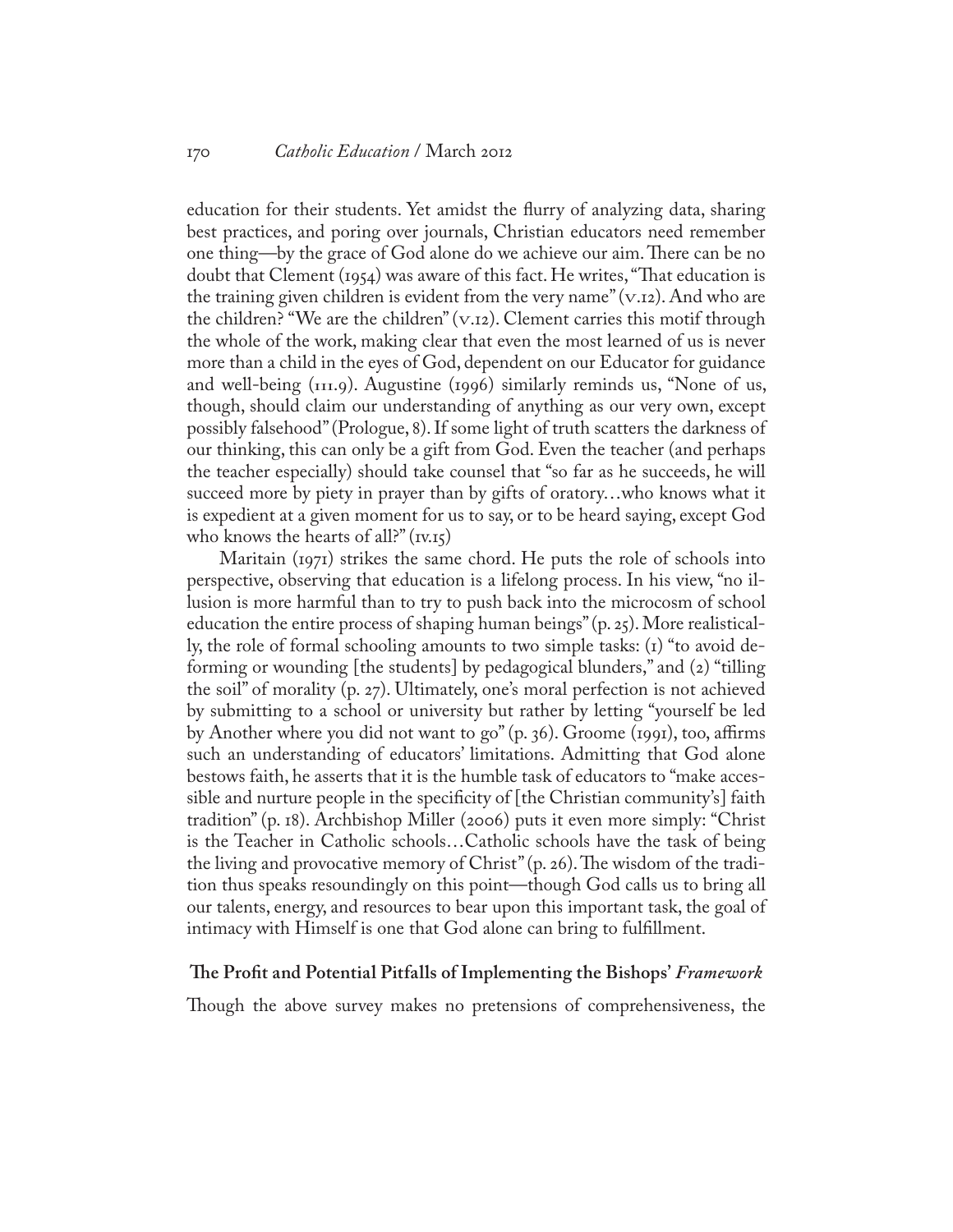education for their students. Yet amidst the flurry of analyzing data, sharing best practices, and poring over journals, Christian educators need remember one thing—by the grace of God alone do we achieve our aim. There can be no doubt that Clement (1954) was aware of this fact. He writes, "That education is the training given children is evident from the very name" (v.12). And who are the children? "We are the children" (v.12). Clement carries this motif through the whole of the work, making clear that even the most learned of us is never more than a child in the eyes of God, dependent on our Educator for guidance and well-being (III.9). Augustine (1996) similarly reminds us, "None of us, though, should claim our understanding of anything as our very own, except possibly falsehood" (Prologue, 8). If some light of truth scatters the darkness of our thinking, this can only be a gift from God. Even the teacher (and perhaps the teacher especially) should take counsel that "so far as he succeeds, he will succeed more by piety in prayer than by gifts of oratory…who knows what it is expedient at a given moment for us to say, or to be heard saying, except God who knows the hearts of all?" (IV.15)

Maritain (1971) strikes the same chord. He puts the role of schools into perspective, observing that education is a lifelong process. In his view, "no illusion is more harmful than to try to push back into the microcosm of school education the entire process of shaping human beings" (p. 25). More realistically, the role of formal schooling amounts to two simple tasks: (1) "to avoid deforming or wounding [the students] by pedagogical blunders," and (2) "tilling the soil" of morality (p. 27). Ultimately, one's moral perfection is not achieved by submitting to a school or university but rather by letting "yourself be led by Another where you did not want to go" (p. 36). Groome (1991), too, affirms such an understanding of educators' limitations. Admitting that God alone bestows faith, he asserts that it is the humble task of educators to "make accessible and nurture people in the specificity of [the Christian community's] faith tradition" (p. 18). Archbishop Miller (2006) puts it even more simply: "Christ is the Teacher in Catholic schools…Catholic schools have the task of being the living and provocative memory of Christ" (p. 26). The wisdom of the tradition thus speaks resoundingly on this point—though God calls us to bring all our talents, energy, and resources to bear upon this important task, the goal of intimacy with Himself is one that God alone can bring to fulfillment.

## The Profit and Potential Pitfalls of Implementing the Bishops' *Framework*

Though the above survey makes no pretensions of comprehensiveness, the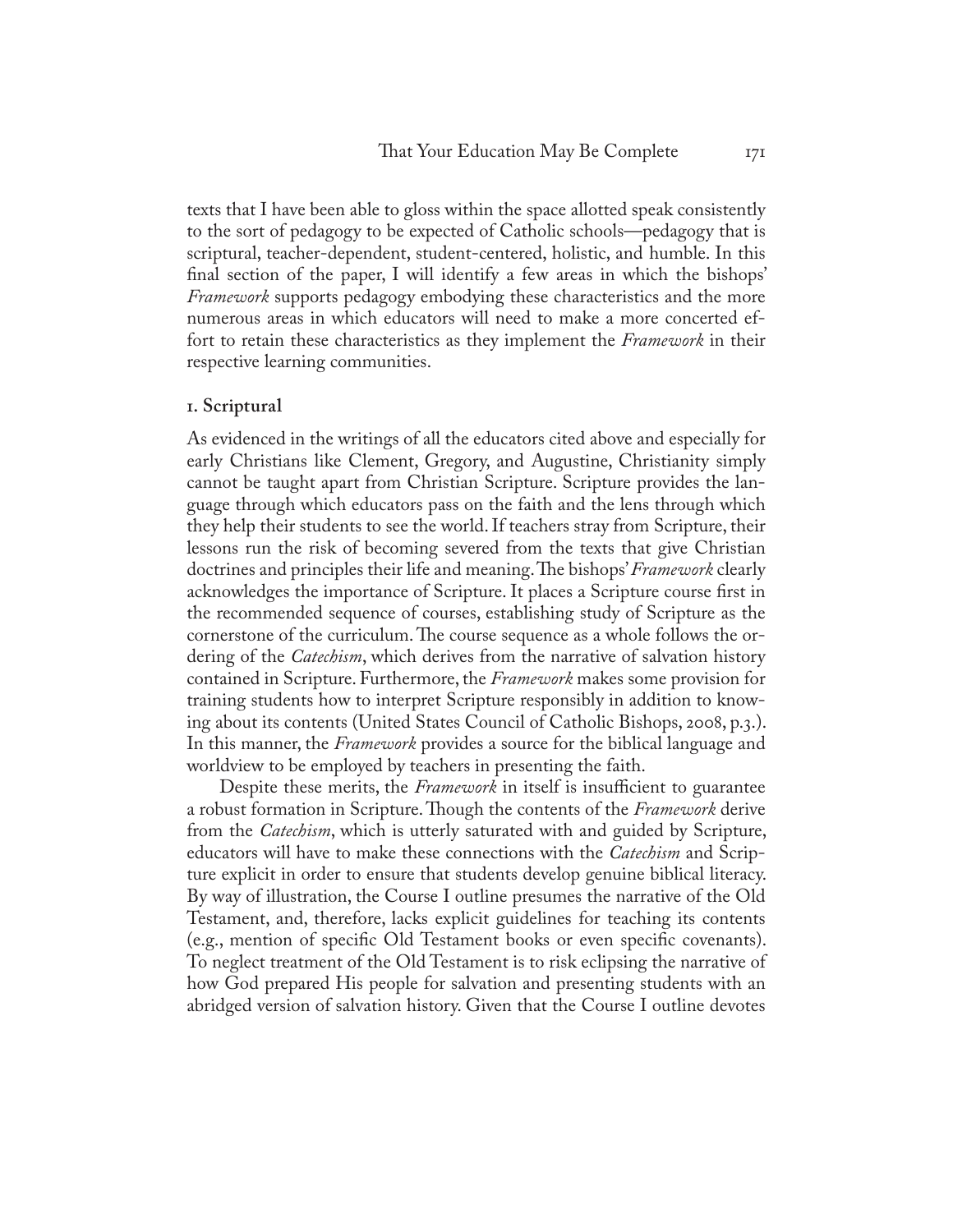texts that I have been able to gloss within the space allotted speak consistently to the sort of pedagogy to be expected of Catholic schools—pedagogy that is scriptural, teacher-dependent, student-centered, holistic, and humble. In this final section of the paper, I will identify a few areas in which the bishops' *Framework* supports pedagogy embodying these characteristics and the more numerous areas in which educators will need to make a more concerted effort to retain these characteristics as they implement the *Framework* in their respective learning communities.

### 1. Scriptural

As evidenced in the writings of all the educators cited above and especially for early Christians like Clement, Gregory, and Augustine, Christianity simply cannot be taught apart from Christian Scripture. Scripture provides the language through which educators pass on the faith and the lens through which they help their students to see the world. If teachers stray from Scripture, their lessons run the risk of becoming severed from the texts that give Christian doctrines and principles their life and meaning. The bishops' *Framework* clearly acknowledges the importance of Scripture. It places a Scripture course first in the recommended sequence of courses, establishing study of Scripture as the cornerstone of the curriculum. The course sequence as a whole follows the ordering of the *Catechism*, which derives from the narrative of salvation history contained in Scripture. Furthermore, the *Framework* makes some provision for training students how to interpret Scripture responsibly in addition to knowing about its contents (United States Council of Catholic Bishops, 2008, p.3.). In this manner, the *Framework* provides a source for the biblical language and worldview to be employed by teachers in presenting the faith.

Despite these merits, the *Framework* in itself is insufficient to guarantee a robust formation in Scripture. Though the contents of the *Framework* derive from the *Catechism*, which is utterly saturated with and guided by Scripture, educators will have to make these connections with the *Catechism* and Scripture explicit in order to ensure that students develop genuine biblical literacy. By way of illustration, the Course I outline presumes the narrative of the Old Testament, and, therefore, lacks explicit guidelines for teaching its contents (e.g., mention of specific Old Testament books or even specific covenants). To neglect treatment of the Old Testament is to risk eclipsing the narrative of how God prepared His people for salvation and presenting students with an abridged version of salvation history. Given that the Course I outline devotes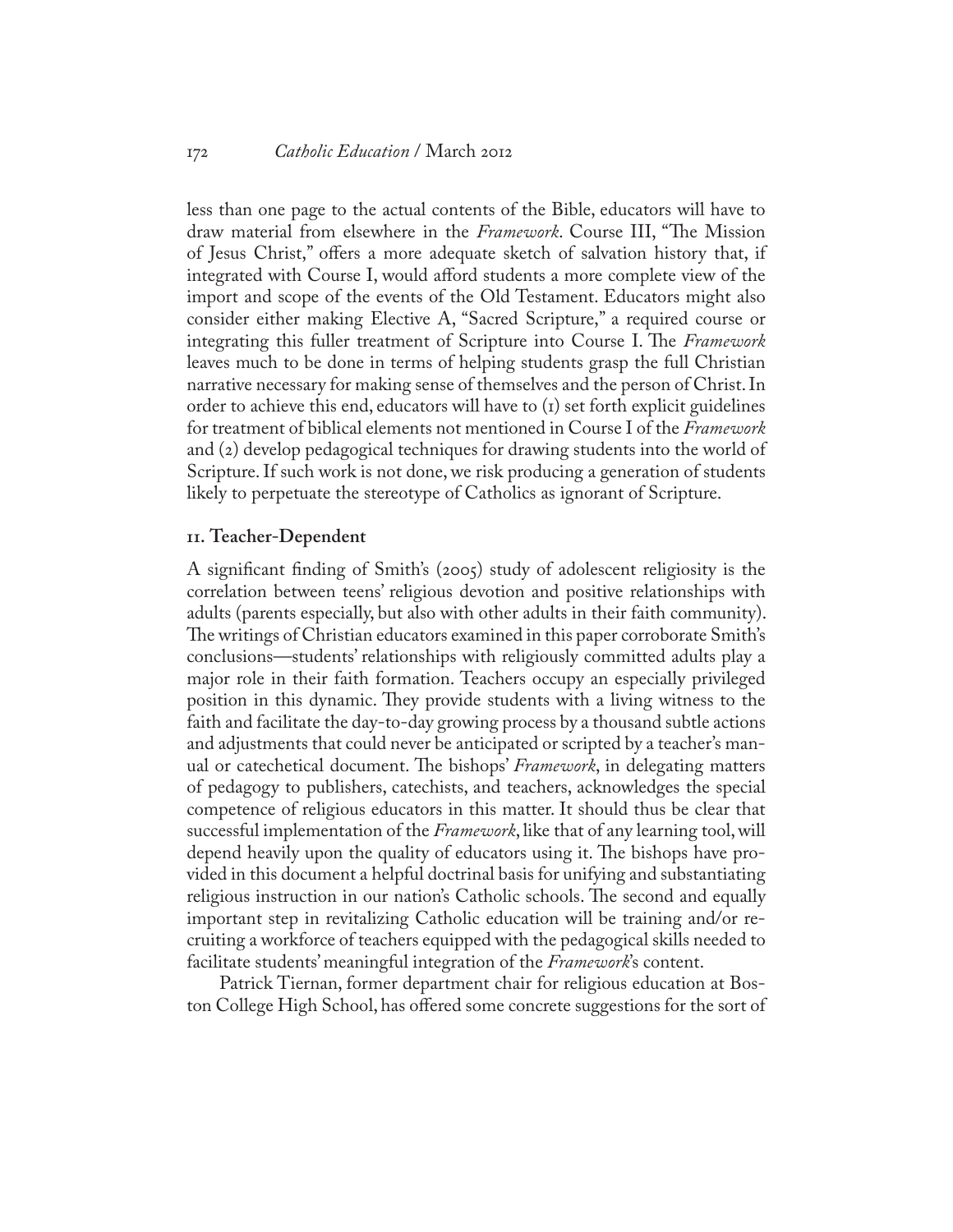less than one page to the actual contents of the Bible, educators will have to draw material from elsewhere in the *Framework*. Course III, "The Mission of Jesus Christ," offers a more adequate sketch of salvation history that, if integrated with Course I, would afford students a more complete view of the import and scope of the events of the Old Testament. Educators might also consider either making Elective A, "Sacred Scripture," a required course or integrating this fuller treatment of Scripture into Course I. The *Framework* leaves much to be done in terms of helping students grasp the full Christian narrative necessary for making sense of themselves and the person of Christ. In order to achieve this end, educators will have to (1) set forth explicit guidelines for treatment of biblical elements not mentioned in Course I of the *Framework* and (2) develop pedagogical techniques for drawing students into the world of Scripture. If such work is not done, we risk producing a generation of students likely to perpetuate the stereotype of Catholics as ignorant of Scripture.

### 11. Teacher-Dependent

A significant finding of Smith's (2005) study of adolescent religiosity is the correlation between teens' religious devotion and positive relationships with adults (parents especially, but also with other adults in their faith community). The writings of Christian educators examined in this paper corroborate Smith's conclusions—students' relationships with religiously committed adults play a major role in their faith formation. Teachers occupy an especially privileged position in this dynamic. They provide students with a living witness to the faith and facilitate the day-to-day growing process by a thousand subtle actions and adjustments that could never be anticipated or scripted by a teacher's manual or catechetical document. The bishops' *Framework*, in delegating matters of pedagogy to publishers, catechists, and teachers, acknowledges the special competence of religious educators in this matter. It should thus be clear that successful implementation of the *Framework*, like that of any learning tool, will depend heavily upon the quality of educators using it. The bishops have provided in this document a helpful doctrinal basis for unifying and substantiating religious instruction in our nation's Catholic schools. The second and equally important step in revitalizing Catholic education will be training and/or recruiting a workforce of teachers equipped with the pedagogical skills needed to facilitate students' meaningful integration of the *Framework*'s content.

Patrick Tiernan, former department chair for religious education at Boston College High School, has offered some concrete suggestions for the sort of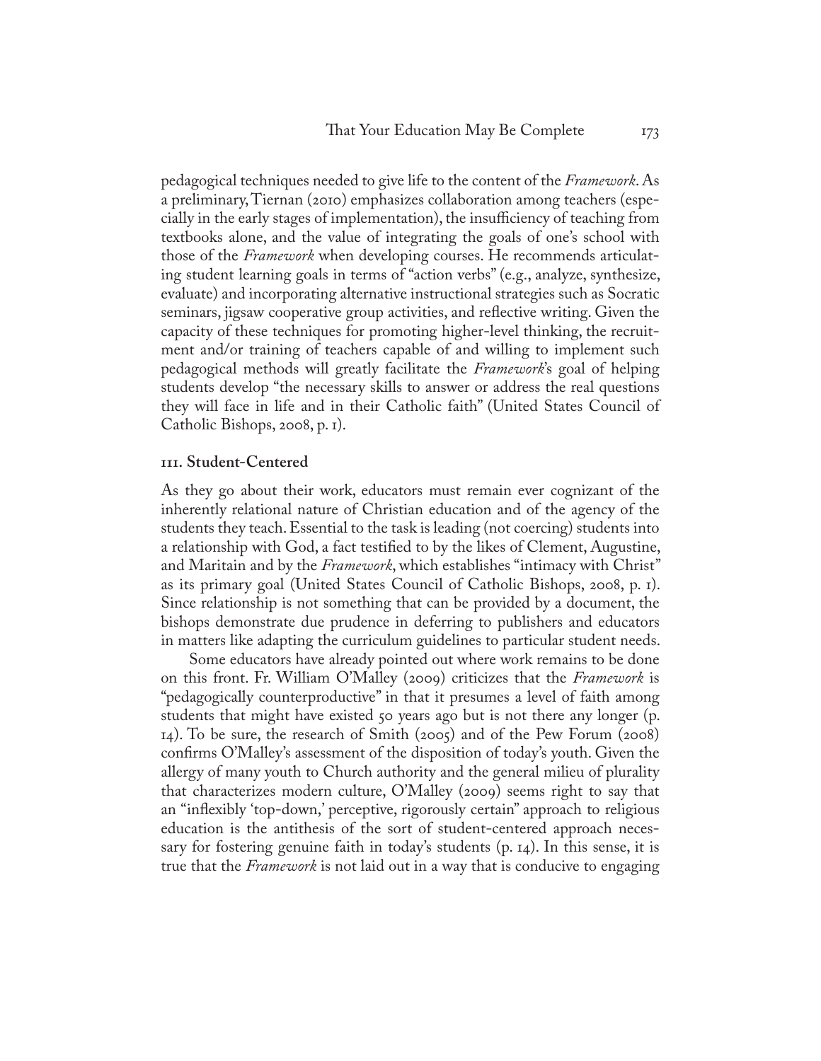pedagogical techniques needed to give life to the content of the *Framework*. As a preliminary, Tiernan (2010) emphasizes collaboration among teachers (especially in the early stages of implementation), the insufficiency of teaching from textbooks alone, and the value of integrating the goals of one's school with those of the *Framework* when developing courses. He recommends articulating student learning goals in terms of "action verbs" (e.g., analyze, synthesize, evaluate) and incorporating alternative instructional strategies such as Socratic seminars, jigsaw cooperative group activities, and reflective writing. Given the capacity of these techniques for promoting higher-level thinking, the recruitment and/or training of teachers capable of and willing to implement such pedagogical methods will greatly facilitate the *Framework*'s goal of helping students develop "the necessary skills to answer or address the real questions they will face in life and in their Catholic faith" (United States Council of Catholic Bishops, 2008, p. 1).

### III. Student-Centered

As they go about their work, educators must remain ever cognizant of the inherently relational nature of Christian education and of the agency of the students they teach. Essential to the task is leading (not coercing) students into a relationship with God, a fact testified to by the likes of Clement, Augustine, and Maritain and by the *Framework*, which establishes "intimacy with Christ" as its primary goal (United States Council of Catholic Bishops, 2008, p. 1). Since relationship is not something that can be provided by a document, the bishops demonstrate due prudence in deferring to publishers and educators in matters like adapting the curriculum guidelines to particular student needs.

Some educators have already pointed out where work remains to be done on this front. Fr. William O'Malley (2009) criticizes that the *Framework* is "pedagogically counterproductive" in that it presumes a level of faith among students that might have existed 50 years ago but is not there any longer (p. 14). To be sure, the research of Smith (2005) and of the Pew Forum (2008) confirms O'Malley's assessment of the disposition of today's youth. Given the allergy of many youth to Church authority and the general milieu of plurality that characterizes modern culture, O'Malley (2009) seems right to say that an "inflexibly 'top-down,' perceptive, rigorously certain" approach to religious education is the antithesis of the sort of student-centered approach necessary for fostering genuine faith in today's students (p. 14). In this sense, it is true that the *Framework* is not laid out in a way that is conducive to engaging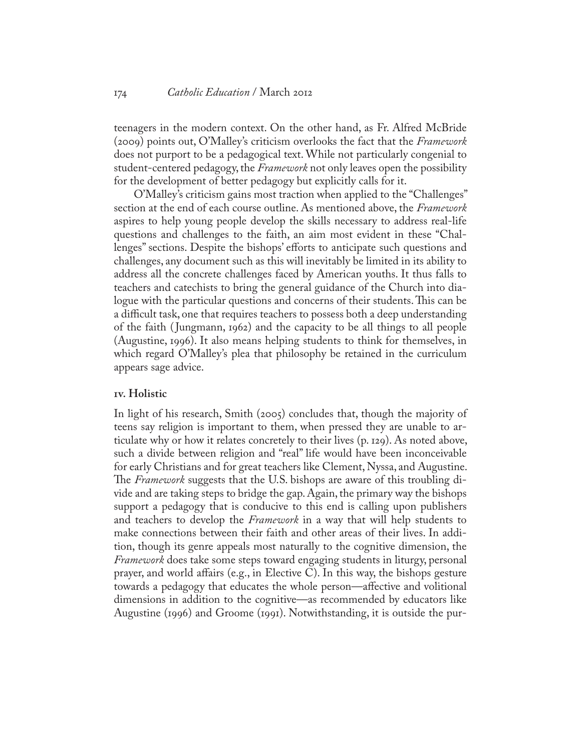teenagers in the modern context. On the other hand, as Fr. Alfred McBride (2009) points out, O'Malley's criticism overlooks the fact that the *Framework* does not purport to be a pedagogical text. While not particularly congenial to student-centered pedagogy, the *Framework* not only leaves open the possibility for the development of better pedagogy but explicitly calls for it.

O'Malley's criticism gains most traction when applied to the "Challenges" section at the end of each course outline. As mentioned above, the *Framework* aspires to help young people develop the skills necessary to address real-life questions and challenges to the faith, an aim most evident in these "Challenges" sections. Despite the bishops' efforts to anticipate such questions and challenges, any document such as this will inevitably be limited in its ability to address all the concrete challenges faced by American youths. It thus falls to teachers and catechists to bring the general guidance of the Church into dialogue with the particular questions and concerns of their students. This can be a difficult task, one that requires teachers to possess both a deep understanding of the faith (Jungmann, 1962) and the capacity to be all things to all people (Augustine, 1996). It also means helping students to think for themselves, in which regard O'Malley's plea that philosophy be retained in the curriculum appears sage advice.

### IV. Holistic

In light of his research, Smith (2005) concludes that, though the majority of teens say religion is important to them, when pressed they are unable to articulate why or how it relates concretely to their lives (p. 129). As noted above, such a divide between religion and "real" life would have been inconceivable for early Christians and for great teachers like Clement, Nyssa, and Augustine. The *Framework* suggests that the U.S. bishops are aware of this troubling divide and are taking steps to bridge the gap. Again, the primary way the bishops support a pedagogy that is conducive to this end is calling upon publishers and teachers to develop the *Framework* in a way that will help students to make connections between their faith and other areas of their lives. In addition, though its genre appeals most naturally to the cognitive dimension, the *Framework* does take some steps toward engaging students in liturgy, personal prayer, and world affairs (e.g., in Elective C). In this way, the bishops gesture towards a pedagogy that educates the whole person—affective and volitional dimensions in addition to the cognitive—as recommended by educators like Augustine (1996) and Groome (1991). Notwithstanding, it is outside the pur-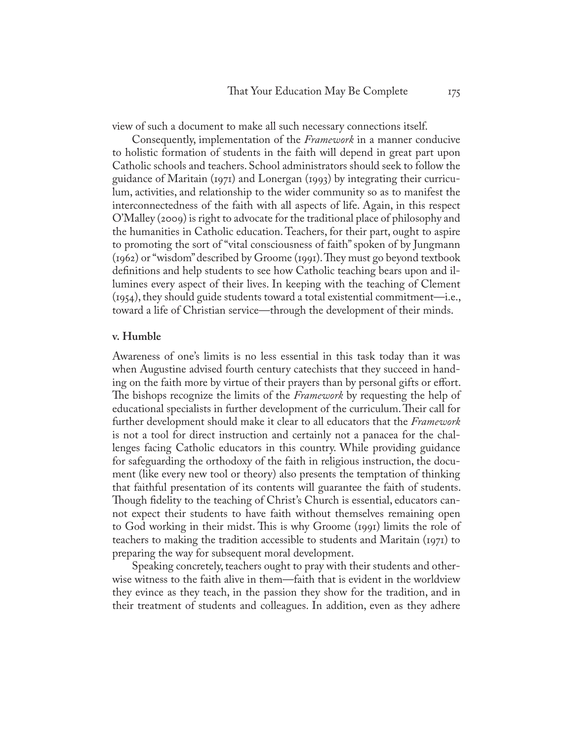view of such a document to make all such necessary connections itself.

Consequently, implementation of the *Framework* in a manner conducive to holistic formation of students in the faith will depend in great part upon Catholic schools and teachers. School administrators should seek to follow the guidance of Maritain (1971) and Lonergan (1993) by integrating their curriculum, activities, and relationship to the wider community so as to manifest the interconnectedness of the faith with all aspects of life. Again, in this respect O'Malley (2009) is right to advocate for the traditional place of philosophy and the humanities in Catholic education. Teachers, for their part, ought to aspire to promoting the sort of "vital consciousness of faith" spoken of by Jungmann (1962) or "wisdom" described by Groome (1991). They must go beyond textbook definitions and help students to see how Catholic teaching bears upon and illumines every aspect of their lives. In keeping with the teaching of Clement (1954), they should guide students toward a total existential commitment—i.e., toward a life of Christian service—through the development of their minds.

### v. Humble

Awareness of one's limits is no less essential in this task today than it was when Augustine advised fourth century catechists that they succeed in handing on the faith more by virtue of their prayers than by personal gifts or effort. The bishops recognize the limits of the *Framework* by requesting the help of educational specialists in further development of the curriculum. Their call for further development should make it clear to all educators that the *Framework* is not a tool for direct instruction and certainly not a panacea for the challenges facing Catholic educators in this country. While providing guidance for safeguarding the orthodoxy of the faith in religious instruction, the document (like every new tool or theory) also presents the temptation of thinking that faithful presentation of its contents will guarantee the faith of students. Though fidelity to the teaching of Christ's Church is essential, educators cannot expect their students to have faith without themselves remaining open to God working in their midst. This is why Groome (1991) limits the role of teachers to making the tradition accessible to students and Maritain (1971) to preparing the way for subsequent moral development.

Speaking concretely, teachers ought to pray with their students and otherwise witness to the faith alive in them—faith that is evident in the worldview they evince as they teach, in the passion they show for the tradition, and in their treatment of students and colleagues. In addition, even as they adhere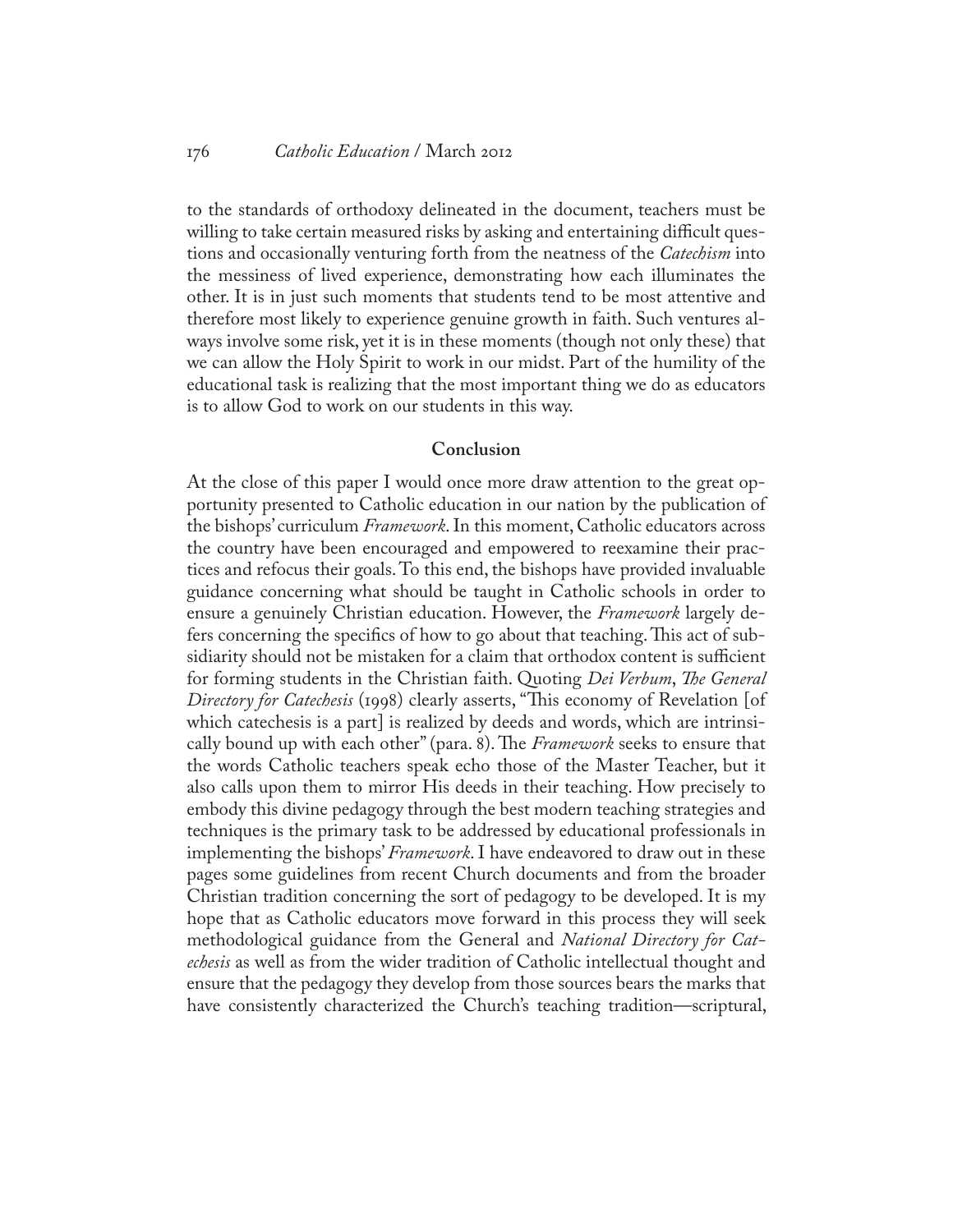to the standards of orthodoxy delineated in the document, teachers must be willing to take certain measured risks by asking and entertaining difficult questions and occasionally venturing forth from the neatness of the *Catechism* into the messiness of lived experience, demonstrating how each illuminates the other. It is in just such moments that students tend to be most attentive and therefore most likely to experience genuine growth in faith. Such ventures always involve some risk, yet it is in these moments (though not only these) that we can allow the Holy Spirit to work in our midst. Part of the humility of the educational task is realizing that the most important thing we do as educators is to allow God to work on our students in this way.

## Conclusion

At the close of this paper I would once more draw attention to the great opportunity presented to Catholic education in our nation by the publication of the bishops' curriculum *Framework*. In this moment, Catholic educators across the country have been encouraged and empowered to reexamine their practices and refocus their goals. To this end, the bishops have provided invaluable guidance concerning what should be taught in Catholic schools in order to ensure a genuinely Christian education. However, the *Framework* largely defers concerning the specifics of how to go about that teaching. This act of subsidiarity should not be mistaken for a claim that orthodox content is sufficient for forming students in the Christian faith. Quoting *Dei Verbum*, *The General Directory for Catechesis* (1998) clearly asserts, "This economy of Revelation [of which catechesis is a part] is realized by deeds and words, which are intrinsically bound up with each other" (para. 8). The *Framework* seeks to ensure that the words Catholic teachers speak echo those of the Master Teacher, but it also calls upon them to mirror His deeds in their teaching. How precisely to embody this divine pedagogy through the best modern teaching strategies and techniques is the primary task to be addressed by educational professionals in implementing the bishops' *Framework*. I have endeavored to draw out in these pages some guidelines from recent Church documents and from the broader Christian tradition concerning the sort of pedagogy to be developed. It is my hope that as Catholic educators move forward in this process they will seek methodological guidance from the General and *National Directory for Catechesis* as well as from the wider tradition of Catholic intellectual thought and ensure that the pedagogy they develop from those sources bears the marks that have consistently characterized the Church's teaching tradition—scriptural,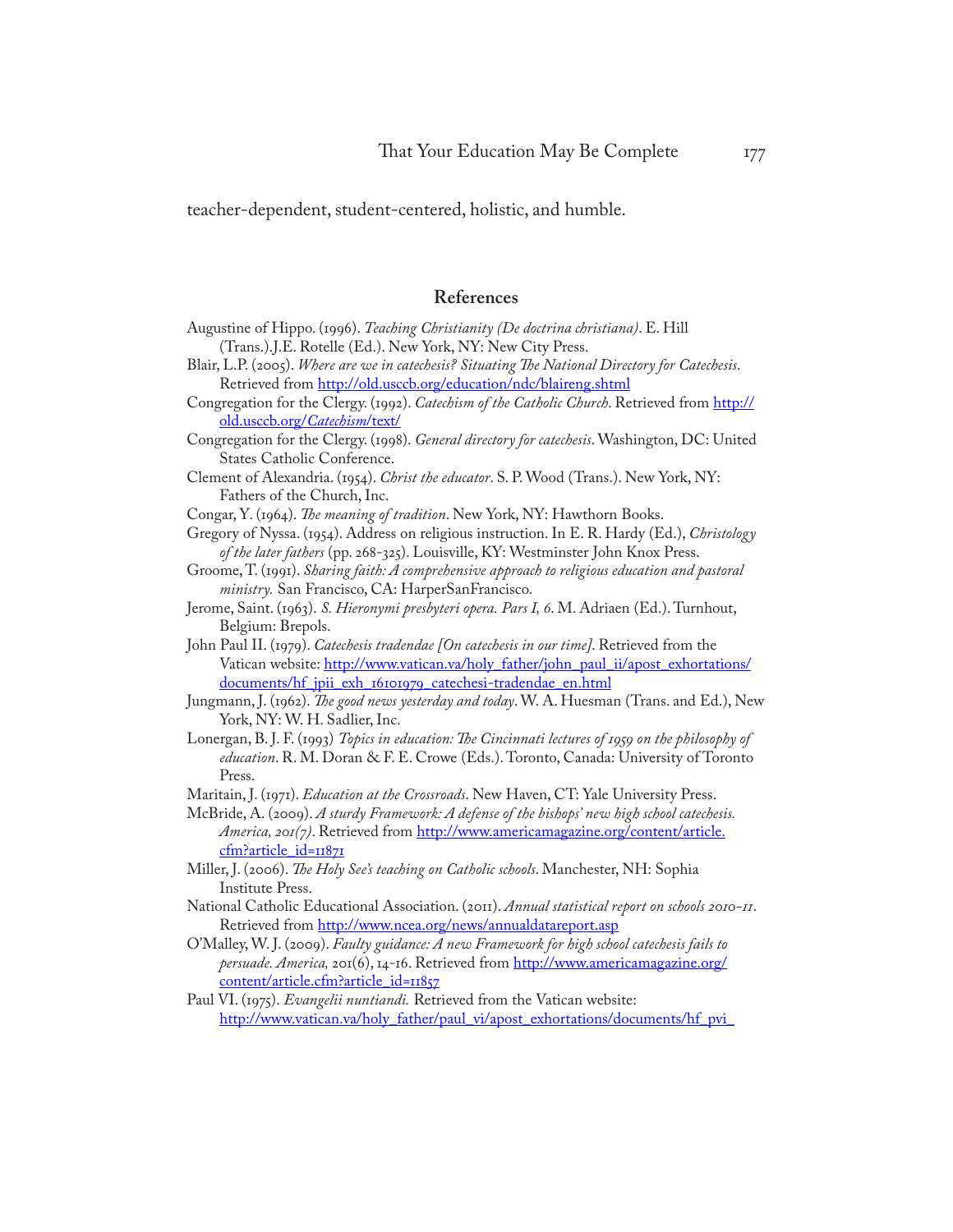teacher-dependent, student-centered, holistic, and humble.

## References

Augustine of Hippo. (1996). *Teaching Christianity (De doctrina christiana)*. E. Hill (Trans.).J.E. Rotelle (Ed.). New York, NY: New City Press.

Blair, L.P. (2005). *Where are we in catechesis? Situating The National Directory for Catechesis*. Retrieved from http://old.usccb.org/education/ndc/blaireng.shtml

Congregation for the Clergy. (1992). *Catechism of the Catholic Church*. Retrieved from http://old.usccb.org/*Catechism*/text/

Congregation for the Clergy. (1998). *General directory for catechesis*. Washington, DC: United States Catholic Conference.

Clement of Alexandria. (1954). *Christ the educator*. S. P. Wood (Trans.). New York, NY: Fathers of the Church, Inc.

Congar, Y. (1964). *The meaning of tradition*. New York, NY: Hawthorn Books.

Gregory of Nyssa. (1954). Address on religious instruction. In E. R. Hardy (Ed.), *Christology of the later fathers* (pp. 268-325). Louisville, KY: Westminster John Knox Press.

Groome, T. (1991). *Sharing faith: A comprehensive approach to religious education and pastoral ministry.* San Francisco, CA: HarperSanFrancisco.

Jerome, Saint. (1963). *S. Hieronymi presbyteri opera. Pars I, 6.* M. Adriaen (Ed.). Turnhout, Belgium: Brepols.

John Paul II. (1979). *Catechesis tradendae [On catechesis in our time]*. Retrieved from the Vatican website: http://www.vatican.va/holy_father/john_paul_ii/apost_exhortations/documents/hf_jpii_exh_16101979_catechesi-tradendae_en.html

Jungmann, J. (1962). *The good news yesterday and today*. W. A. Huesman (Trans. and Ed.), New York, NY: W. H. Sadlier, Inc.

Lonergan, B. J. F. (1993) *Topics in education: The Cincinnati lectures of 1959 on the philosophy of education*. R. M. Doran & F. E. Crowe (Eds.). Toronto, Canada: University of Toronto Press.

Maritain, J. (1971). *Education at the Crossroads*. New Haven, CT: Yale University Press.

McBride, A. (2009). *A sturdy Framework: A defense of the bishops' new high school catechesis. America, 201(7)*. Retrieved from http://www.americamagazine.org/content/article.cfm?article_id=11871

Miller, J. (2006). *The Holy See's teaching on Catholic schools*. Manchester, NH: Sophia Institute Press.

National Catholic Educational Association. (2011). *Annual statistical report on schools 2010-11*. Retrieved from http://www.ncea.org/news/annualdatareport.asp

O'Malley, W. J. (2009). *Faulty guidance: A new Framework for high school catechesis fails to persuade. America,* 201(6), 14-16. Retrieved from http://www.americamagazine.org/content/article.cfm?article_id=11857

Paul VI. (1975). *Evangelii nuntiandi.* Retrieved from the Vatican website: http://www.vatican.va/holy_father/paul_vi/apost_exhortations/documents/hf_pvi_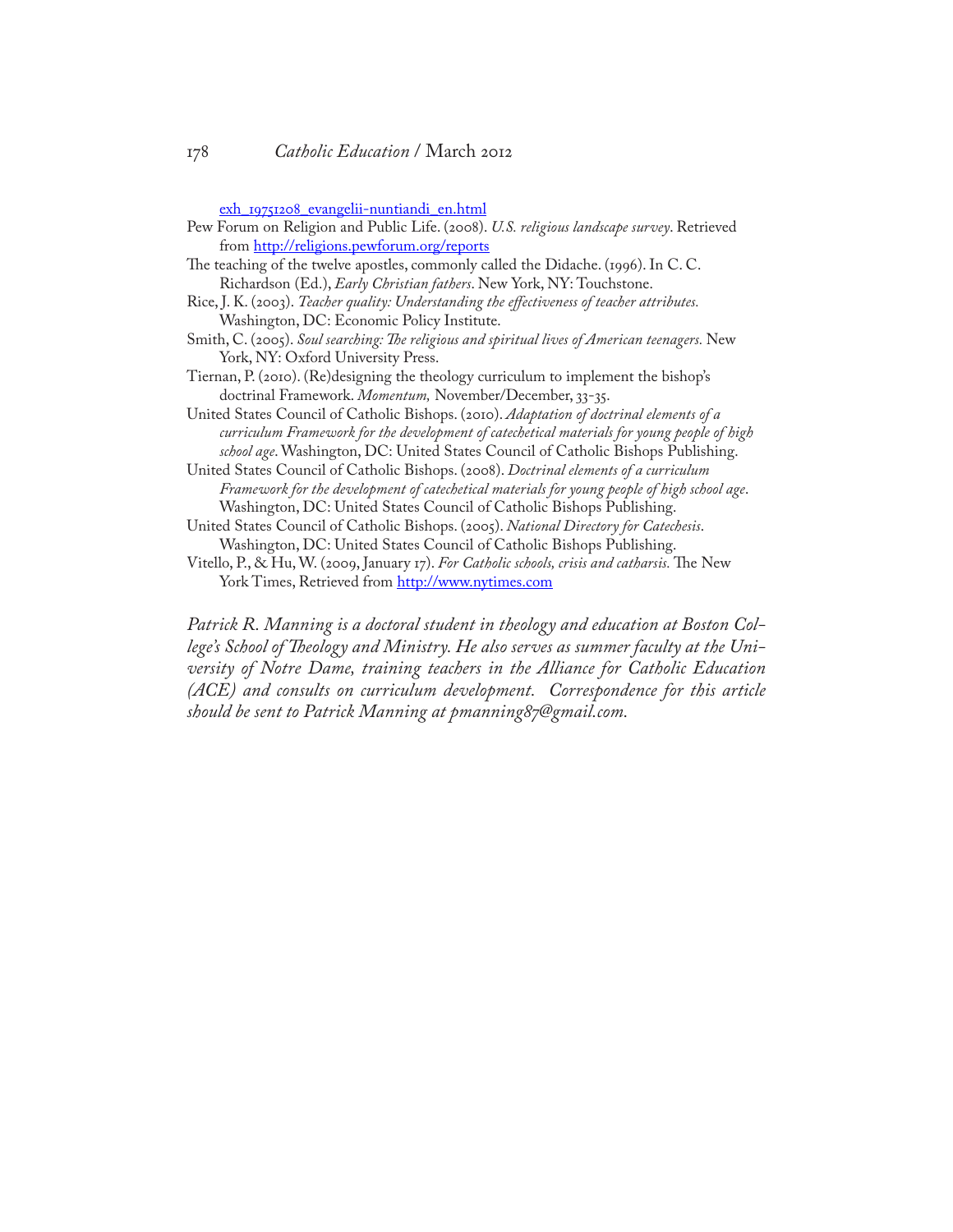exh_19751208_evangelii-nuntiandi_en.html

Pew Forum on Religion and Public Life. (2008). *U.S. religious landscape survey*. Retrieved from http://religions.pewforum.org/reports

The teaching of the twelve apostles, commonly called the Didache. (1996). In C. C. Richardson (Ed.), *Early Christian fathers*. New York, NY: Touchstone.

Rice, J. K. (2003). *Teacher quality: Understanding the effectiveness of teacher attributes.* Washington, DC: Economic Policy Institute.

Smith, C. (2005). *Soul searching: The religious and spiritual lives of American teenagers.* New York, NY: Oxford University Press.

Tiernan, P. (2010). (Re)designing the theology curriculum to implement the bishop's doctrinal Framework. *Momentum,* November/December, 33-35.

United States Council of Catholic Bishops. (2010). *Adaptation of doctrinal elements of a curriculum Framework for the development of catechetical materials for young people of high school age.* Washington, DC: United States Council of Catholic Bishops Publishing.

United States Council of Catholic Bishops. (2008). *Doctrinal elements of a curriculum Framework for the development of catechetical materials for young people of high school age*. Washington, DC: United States Council of Catholic Bishops Publishing.

United States Council of Catholic Bishops. (2005). *National Directory for Catechesis*. Washington, DC: United States Council of Catholic Bishops Publishing.

Vitello, P., & Hu, W. (2009, January 17). *For Catholic schools, crisis and catharsis.* The New York Times, Retrieved from http://www.nytimes.com

*Patrick R. Manning is a doctoral student in theology and education at Boston College's School of Theology and Ministry. He also serves as summer faculty at the University of Notre Dame, training teachers in the Alliance for Catholic Education (ACE) and consults on curriculum development. Correspondence for this article should be sent to Patrick Manning at pmanning87@gmail.com.*